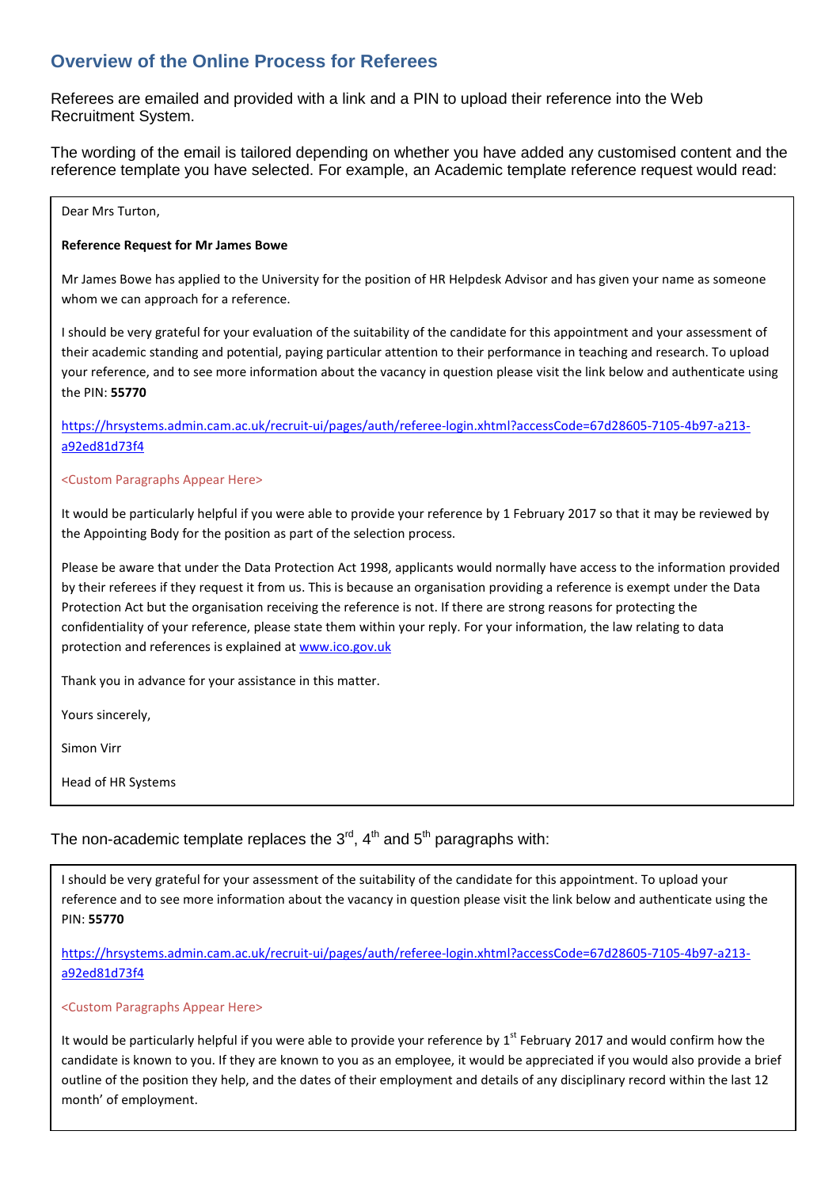## Overview of the Online Process for Referees

Referees are emailed and provided with a link and a PIN to upload their reference into the Web Recruitment System.

The wording of the email is tailored depending on whether you have added any customised content and the reference template you have selected. For example, an Academic template reference request would read:

> Dear Mrs Turton,
>
> **Reference Request for Mr James Bowe**
>
> Mr James Bowe has applied to the University for the position of HR Helpdesk Advisor and has given your name as someone whom we can approach for a reference.
>
> I should be very grateful for your evaluation of the suitability of the candidate for this appointment and your assessment of their academic standing and potential, paying particular attention to their performance in teaching and research. To upload your reference, and to see more information about the vacancy in question please visit the link below and authenticate using the PIN: **55770**
>
> https://hrsystems.admin.cam.ac.uk/recruit-ui/pages/auth/referee-login.xhtml?accessCode=67d28605-7105-4b97-a213-a92ed81d73f4
>
> <Custom Paragraphs Appear Here>
>
> It would be particularly helpful if you were able to provide your reference by 1 February 2017 so that it may be reviewed by the Appointing Body for the position as part of the selection process.
>
> Please be aware that under the Data Protection Act 1998, applicants would normally have access to the information provided by their referees if they request it from us. This is because an organisation providing a reference is exempt under the Data Protection Act but the organisation receiving the reference is not. If there are strong reasons for protecting the confidentiality of your reference, please state them within your reply. For your information, the law relating to data protection and references is explained at www.ico.gov.uk
>
> Thank you in advance for your assistance in this matter.
>
> Yours sincerely,
>
> Simon Virr
>
> Head of HR Systems

The non-academic template replaces the 3rd, 4th and 5th paragraphs with:

> I should be very grateful for your assessment of the suitability of the candidate for this appointment. To upload your reference and to see more information about the vacancy in question please visit the link below and authenticate using the PIN: **55770**
>
> https://hrsystems.admin.cam.ac.uk/recruit-ui/pages/auth/referee-login.xhtml?accessCode=67d28605-7105-4b97-a213-a92ed81d73f4
>
> <Custom Paragraphs Appear Here>
>
> It would be particularly helpful if you were able to provide your reference by 1st February 2017 and would confirm how the candidate is known to you. If they are known to you as an employee, it would be appreciated if you would also provide a brief outline of the position they help, and the dates of their employment and details of any disciplinary record within the last 12 month' of employment.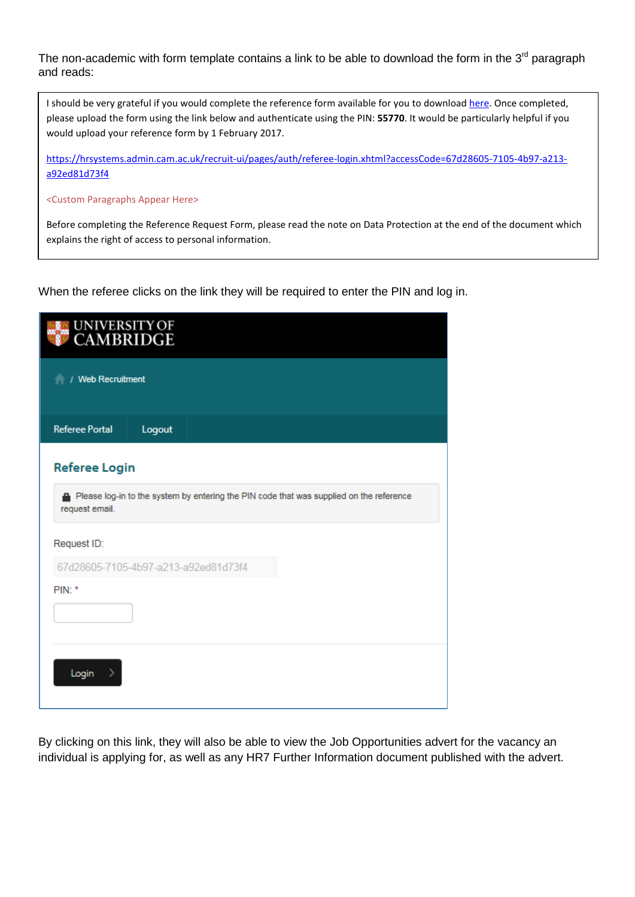The non-academic with form template contains a link to be able to download the form in the 3rd paragraph and reads:

> I should be very grateful if you would complete the reference form available for you to download here. Once completed, please upload the form using the link below and authenticate using the PIN: **55770**. It would be particularly helpful if you would upload your reference form by 1 February 2017.
>
> https://hrsystems.admin.cam.ac.uk/recruit-ui/pages/auth/referee-login.xhtml?accessCode=67d28605-7105-4b97-a213-a92ed81d73f4
>
> <Custom Paragraphs Appear Here>
>
> Before completing the Reference Request Form, please read the note on Data Protection at the end of the document which explains the right of access to personal information.

When the referee clicks on the link they will be required to enter the PIN and log in.

UNIVERSITY OF CAMBRIDGE

/ Web Recruitment

Referee Portal | Logout

**Referee Login**

Please log-in to the system by entering the PIN code that was supplied on the reference request email.

Request ID:

67d28605-7105-4b97-a213-a92ed81d73f4

PIN: *

Login

By clicking on this link, they will also be able to view the Job Opportunities advert for the vacancy an individual is applying for, as well as any HR7 Further Information document published with the advert.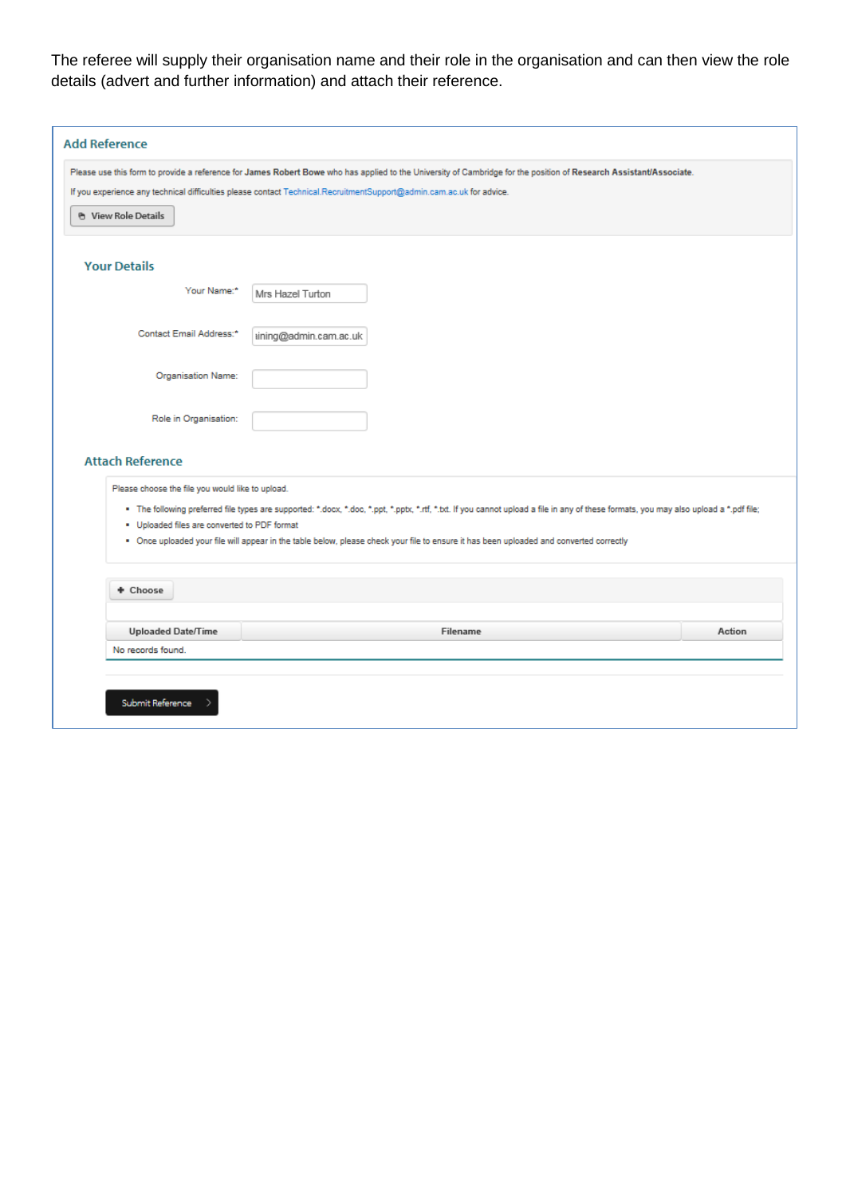The referee will supply their organisation name and their role in the organisation and can then view the role details (advert and further information) and attach their reference.

## Add Reference

Please use this form to provide a reference for **James Robert Bowe** who has applied to the University of Cambridge for the position of **Research Assistant/Associate**.

If you experience any technical difficulties please contact Technical.RecruitmentSupport@admin.cam.ac.uk for advice.

View Role Details

### Your Details

Your Name:* Mrs Hazel Turton

Contact Email Address:* ıining@admin.cam.ac.uk

Organisation Name:

Role in Organisation:

### Attach Reference

Please choose the file you would like to upload.

- The following preferred file types are supported: *.docx, *.doc, *.ppt, *.pptx, *.rtf, *.txt. If you cannot upload a file in any of these formats, you may also upload a *.pdf file;
- Uploaded files are converted to PDF format
- Once uploaded your file will appear in the table below, please check your file to ensure it has been uploaded and converted correctly

+ Choose

| Uploaded Date/Time | Filename | Action |
|---|---|---|
| No records found. | | |

Submit Reference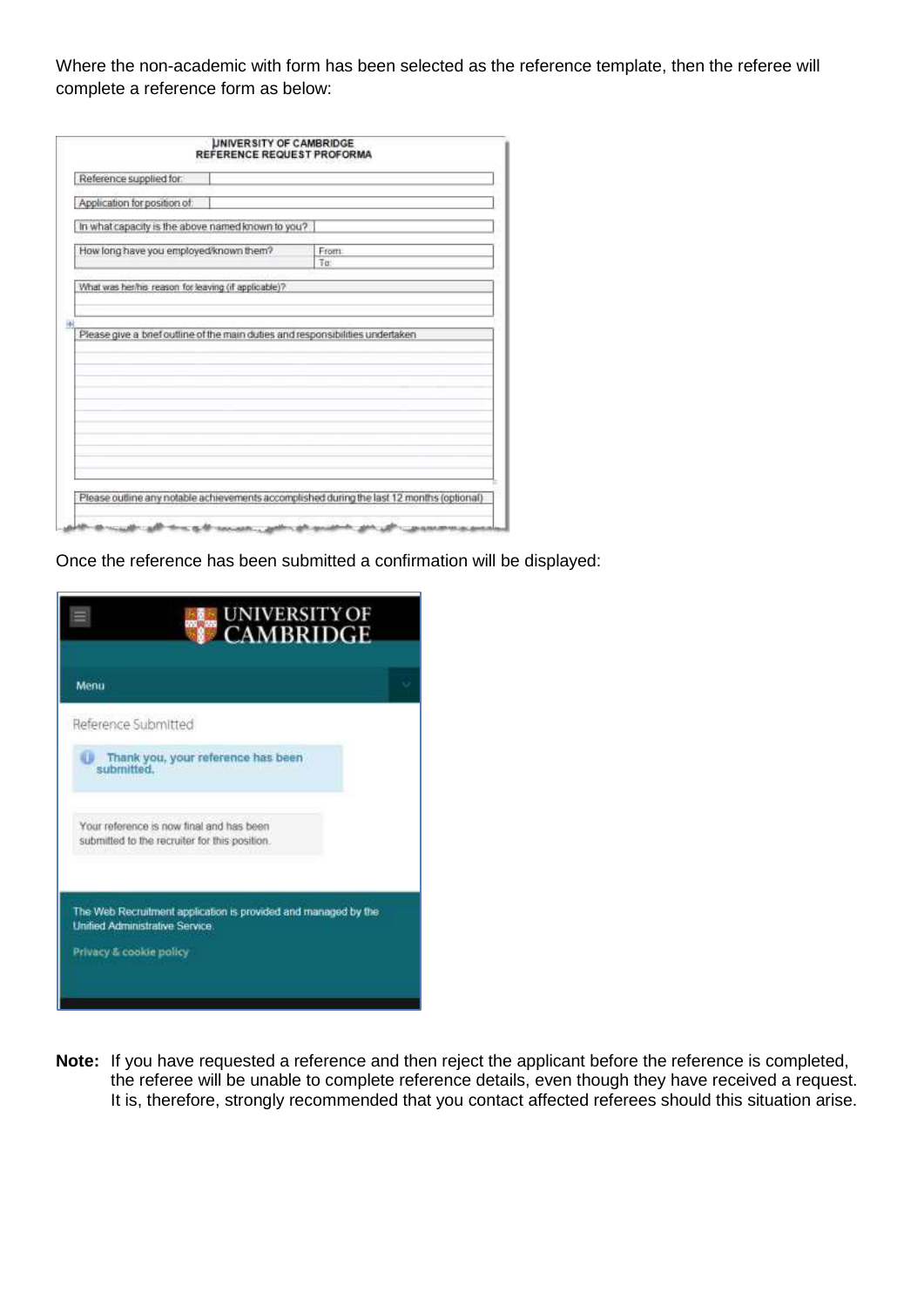Where the non-academic with form has been selected as the reference template, then the referee will complete a reference form as below:

UNIVERSITY OF CAMBRIDGE
REFERENCE REQUEST PROFORMA

| Reference supplied for: | |
|---|---|
| Application for position of: | |
| In what capacity is the above named known to you? | |
| How long have you employed/known them? | From: <br> To: |

| What was her/his reason for leaving (if applicable)? |
|---|
| |

| Please give a brief outline of the main duties and responsibilities undertaken |
|---|
| |

| Please outline any notable achievements accomplished during the last 12 months (optional) |
|---|

Once the reference has been submitted a confirmation will be displayed:

UNIVERSITY OF CAMBRIDGE

Menu

Reference Submitted

Thank you, your reference has been submitted.

Your reference is now final and has been submitted to the recruiter for this position.

The Web Recruitment application is provided and managed by the Unified Administrative Service.

Privacy & cookie policy

**Note:** If you have requested a reference and then reject the applicant before the reference is completed, the referee will be unable to complete reference details, even though they have received a request. It is, therefore, strongly recommended that you contact affected referees should this situation arise.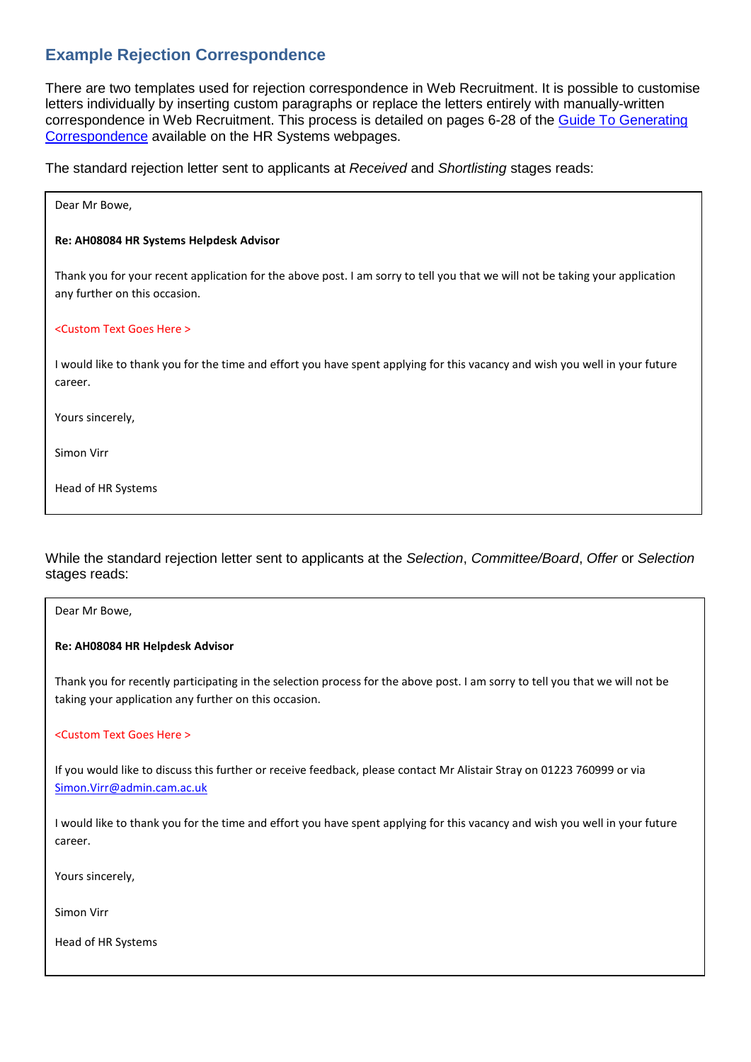## Example Rejection Correspondence

There are two templates used for rejection correspondence in Web Recruitment. It is possible to customise letters individually by inserting custom paragraphs or replace the letters entirely with manually-written correspondence in Web Recruitment. This process is detailed on pages 6-28 of the Guide To Generating Correspondence available on the HR Systems webpages.

The standard rejection letter sent to applicants at *Received* and *Shortlisting* stages reads:

> Dear Mr Bowe,
>
> **Re: AH08084 HR Systems Helpdesk Advisor**
>
> Thank you for your recent application for the above post. I am sorry to tell you that we will not be taking your application any further on this occasion.
>
> <Custom Text Goes Here >
>
> I would like to thank you for the time and effort you have spent applying for this vacancy and wish you well in your future career.
>
> Yours sincerely,
>
> Simon Virr
>
> Head of HR Systems

While the standard rejection letter sent to applicants at the *Selection*, *Committee/Board*, *Offer* or *Selection* stages reads:

> Dear Mr Bowe,
>
> **Re: AH08084 HR Helpdesk Advisor**
>
> Thank you for recently participating in the selection process for the above post. I am sorry to tell you that we will not be taking your application any further on this occasion.
>
> <Custom Text Goes Here >
>
> If you would like to discuss this further or receive feedback, please contact Mr Alistair Stray on 01223 760999 or via Simon.Virr@admin.cam.ac.uk
>
> I would like to thank you for the time and effort you have spent applying for this vacancy and wish you well in your future career.
>
> Yours sincerely,
>
> Simon Virr
>
> Head of HR Systems